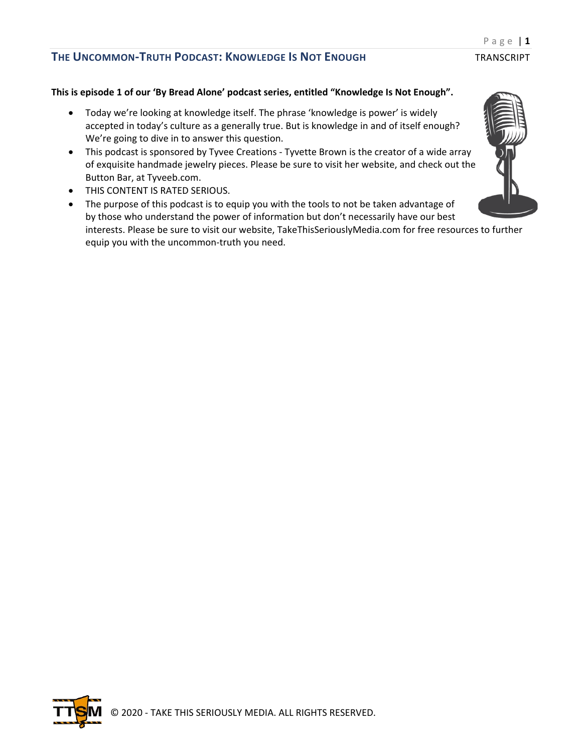**This is episode 1 of our 'By Bread Alone' podcast series, entitled "Knowledge Is Not Enough".**

- Today we're looking at knowledge itself. The phrase 'knowledge is power' is widely accepted in today's culture as a generally true. But is knowledge in and of itself enough? We're going to dive in to answer this question.
- This podcast is sponsored by Tyvee Creations - Tyvette Brown is the creator of a wide array of exquisite handmade jewelry pieces. Please be sure to visit her website, and check out the Button Bar, at Tyveeb.com.
- THIS CONTENT IS RATED SERIOUS.
- The purpose of this podcast is to equip you with the tools to not be taken advantage of by those who understand the power of information but don't necessarily have our best interests. Please be sure to visit our website, TakeThisSeriouslyMedia.com for free resources to further equip you with the uncommon-truth you need.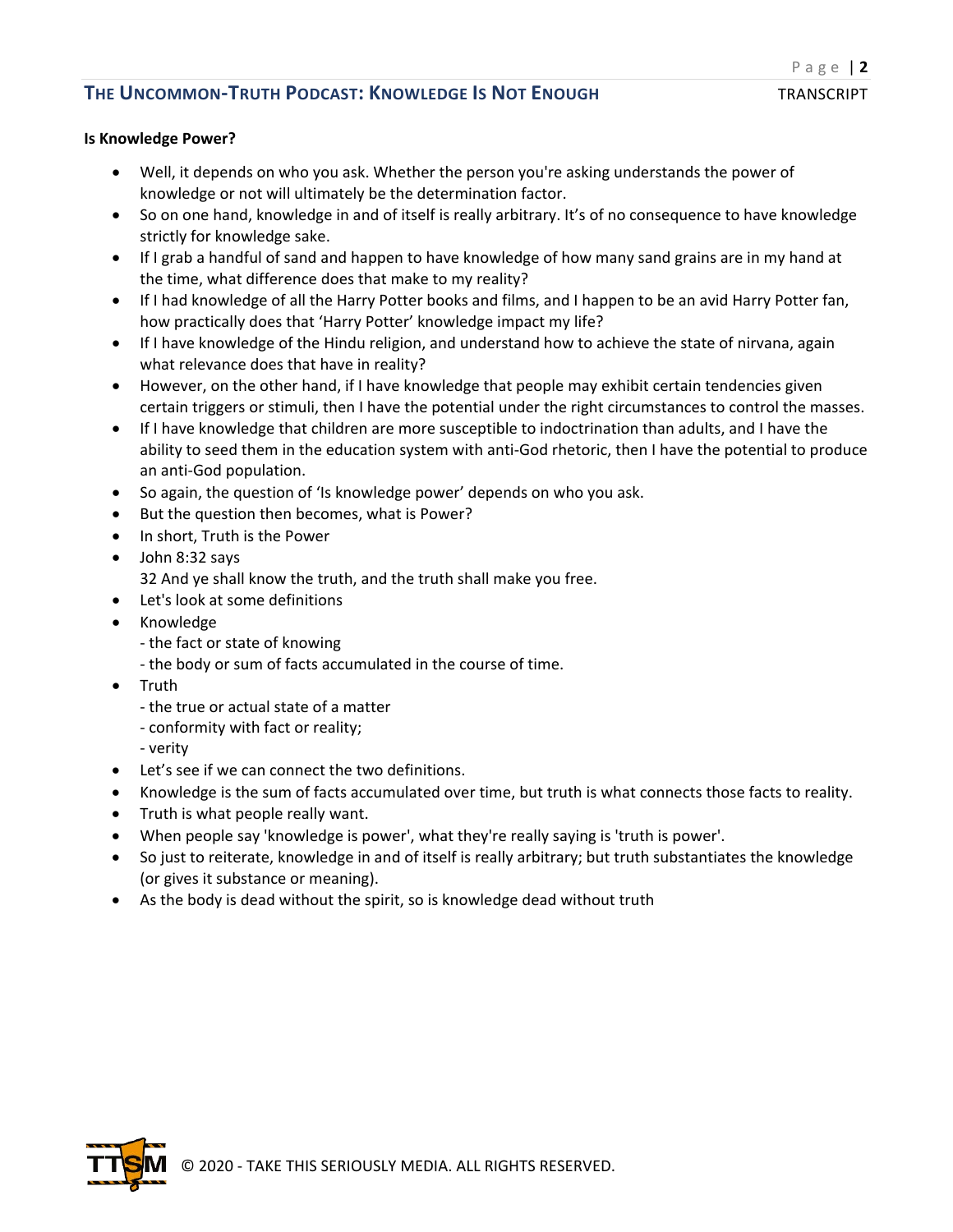**Is Knowledge Power?**

- Well, it depends on who you ask. Whether the person you're asking understands the power of knowledge or not will ultimately be the determination factor.
- So on one hand, knowledge in and of itself is really arbitrary. It's of no consequence to have knowledge strictly for knowledge sake.
- If I grab a handful of sand and happen to have knowledge of how many sand grains are in my hand at the time, what difference does that make to my reality?
- If I had knowledge of all the Harry Potter books and films, and I happen to be an avid Harry Potter fan, how practically does that 'Harry Potter' knowledge impact my life?
- If I have knowledge of the Hindu religion, and understand how to achieve the state of nirvana, again what relevance does that have in reality?
- However, on the other hand, if I have knowledge that people may exhibit certain tendencies given certain triggers or stimuli, then I have the potential under the right circumstances to control the masses.
- If I have knowledge that children are more susceptible to indoctrination than adults, and I have the ability to seed them in the education system with anti-God rhetoric, then I have the potential to produce an anti-God population.
- So again, the question of 'Is knowledge power' depends on who you ask.
- But the question then becomes, what is Power?
- In short, Truth is the Power
- John 8:32 says
  32 And ye shall know the truth, and the truth shall make you free.
- Let's look at some definitions
- Knowledge
  - the fact or state of knowing
  - the body or sum of facts accumulated in the course of time.
- Truth
  - the true or actual state of a matter
  - conformity with fact or reality;
  - verity
- Let's see if we can connect the two definitions.
- Knowledge is the sum of facts accumulated over time, but truth is what connects those facts to reality.
- Truth is what people really want.
- When people say 'knowledge is power', what they're really saying is 'truth is power'.
- So just to reiterate, knowledge in and of itself is really arbitrary; but truth substantiates the knowledge (or gives it substance or meaning).
- As the body is dead without the spirit, so is knowledge dead without truth

© 2020 - TAKE THIS SERIOUSLY MEDIA. ALL RIGHTS RESERVED.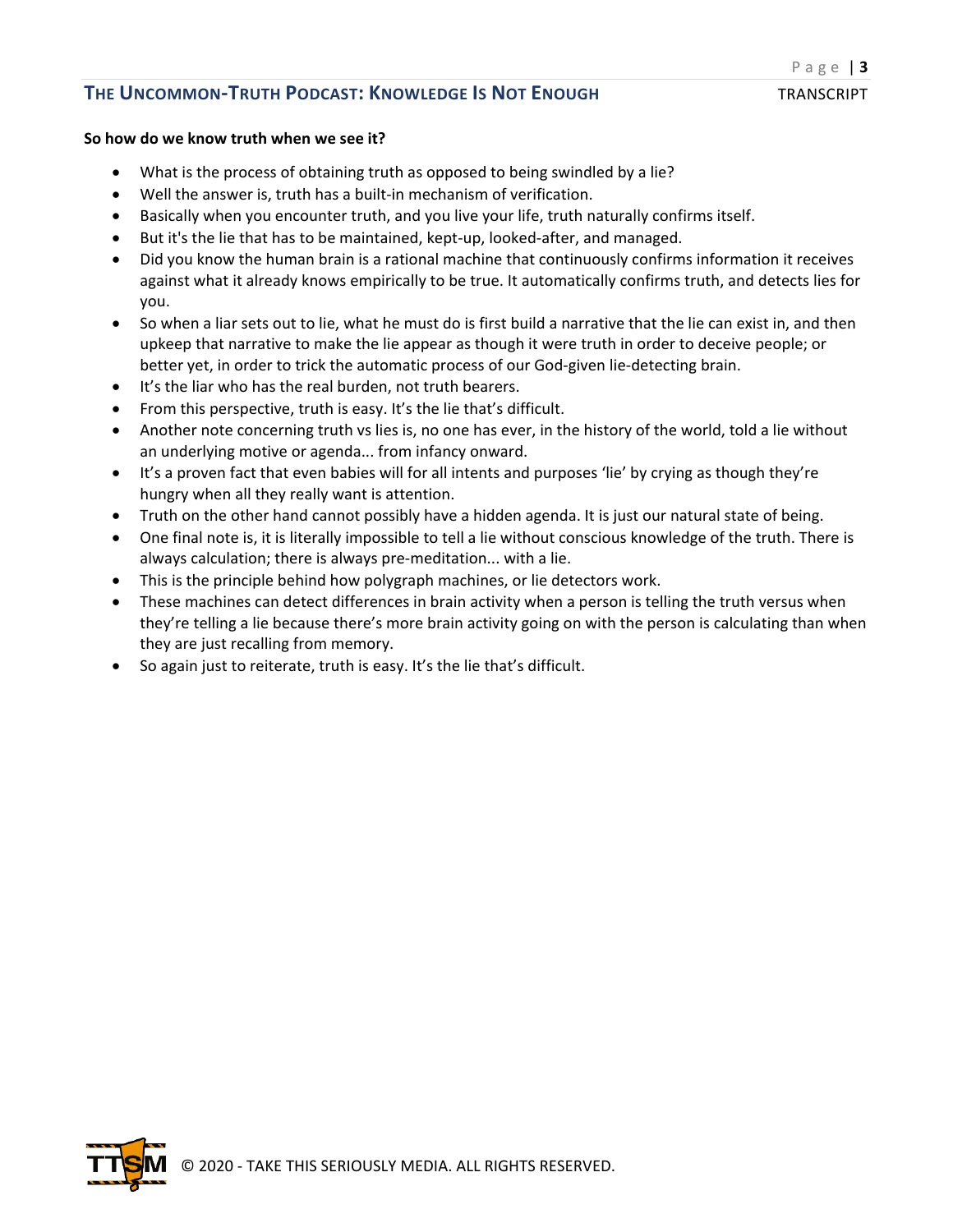**So how do we know truth when we see it?**

- What is the process of obtaining truth as opposed to being swindled by a lie?
- Well the answer is, truth has a built-in mechanism of verification.
- Basically when you encounter truth, and you live your life, truth naturally confirms itself.
- But it's the lie that has to be maintained, kept-up, looked-after, and managed.
- Did you know the human brain is a rational machine that continuously confirms information it receives against what it already knows empirically to be true. It automatically confirms truth, and detects lies for you.
- So when a liar sets out to lie, what he must do is first build a narrative that the lie can exist in, and then upkeep that narrative to make the lie appear as though it were truth in order to deceive people; or better yet, in order to trick the automatic process of our God-given lie-detecting brain.
- It's the liar who has the real burden, not truth bearers.
- From this perspective, truth is easy. It's the lie that's difficult.
- Another note concerning truth vs lies is, no one has ever, in the history of the world, told a lie without an underlying motive or agenda... from infancy onward.
- It's a proven fact that even babies will for all intents and purposes 'lie' by crying as though they're hungry when all they really want is attention.
- Truth on the other hand cannot possibly have a hidden agenda. It is just our natural state of being.
- One final note is, it is literally impossible to tell a lie without conscious knowledge of the truth. There is always calculation; there is always pre-meditation... with a lie.
- This is the principle behind how polygraph machines, or lie detectors work.
- These machines can detect differences in brain activity when a person is telling the truth versus when they're telling a lie because there's more brain activity going on with the person is calculating than when they are just recalling from memory.
- So again just to reiterate, truth is easy. It's the lie that's difficult.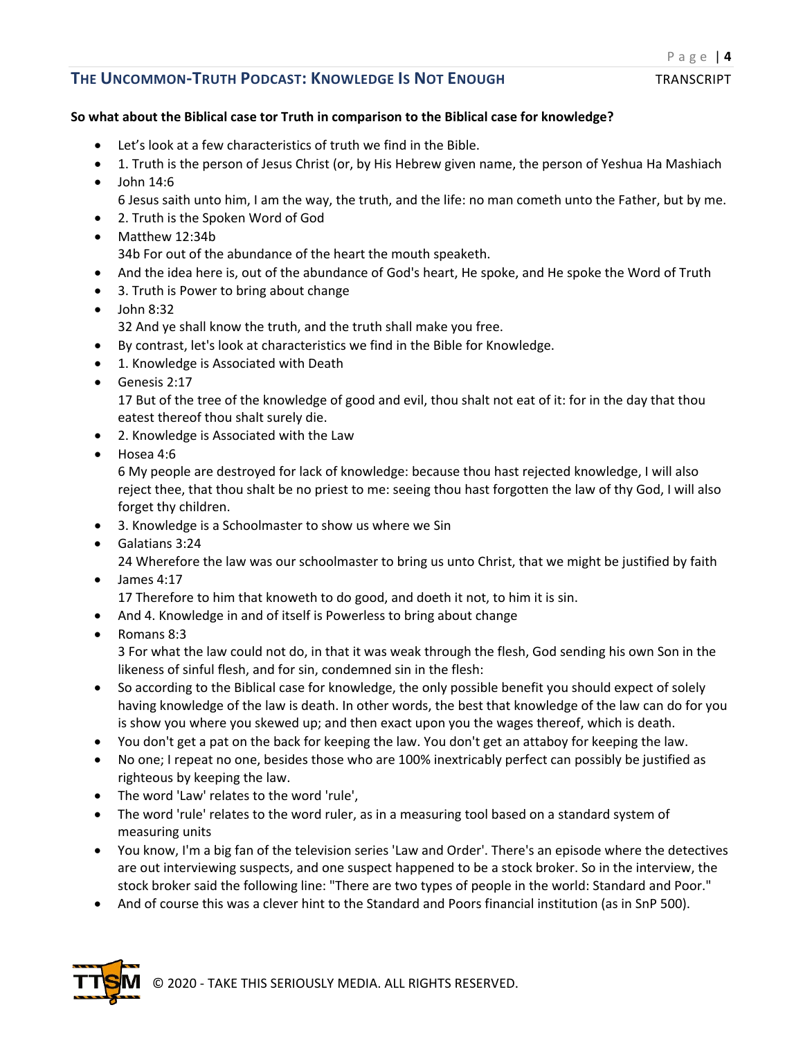**So what about the Biblical case tor Truth in comparison to the Biblical case for knowledge?**

- Let's look at a few characteristics of truth we find in the Bible.
- 1. Truth is the person of Jesus Christ (or, by His Hebrew given name, the person of Yeshua Ha Mashiach
- John 14:6
  6 Jesus saith unto him, I am the way, the truth, and the life: no man cometh unto the Father, but by me.
- 2. Truth is the Spoken Word of God
- Matthew 12:34b
  34b For out of the abundance of the heart the mouth speaketh.
- And the idea here is, out of the abundance of God's heart, He spoke, and He spoke the Word of Truth
- 3. Truth is Power to bring about change
- John 8:32
  32 And ye shall know the truth, and the truth shall make you free.
- By contrast, let's look at characteristics we find in the Bible for Knowledge.
- 1. Knowledge is Associated with Death
- Genesis 2:17
  17 But of the tree of the knowledge of good and evil, thou shalt not eat of it: for in the day that thou eatest thereof thou shalt surely die.
- 2. Knowledge is Associated with the Law
- Hosea 4:6
  6 My people are destroyed for lack of knowledge: because thou hast rejected knowledge, I will also reject thee, that thou shalt be no priest to me: seeing thou hast forgotten the law of thy God, I will also forget thy children.
- 3. Knowledge is a Schoolmaster to show us where we Sin
- Galatians 3:24
  24 Wherefore the law was our schoolmaster to bring us unto Christ, that we might be justified by faith
- James 4:17
  17 Therefore to him that knoweth to do good, and doeth it not, to him it is sin.
- And 4. Knowledge in and of itself is Powerless to bring about change
- Romans 8:3
  3 For what the law could not do, in that it was weak through the flesh, God sending his own Son in the likeness of sinful flesh, and for sin, condemned sin in the flesh:
- So according to the Biblical case for knowledge, the only possible benefit you should expect of solely having knowledge of the law is death. In other words, the best that knowledge of the law can do for you is show you where you skewed up; and then exact upon you the wages thereof, which is death.
- You don't get a pat on the back for keeping the law. You don't get an attaboy for keeping the law.
- No one; I repeat no one, besides those who are 100% inextricably perfect can possibly be justified as righteous by keeping the law.
- The word 'Law' relates to the word 'rule',
- The word 'rule' relates to the word ruler, as in a measuring tool based on a standard system of measuring units
- You know, I'm a big fan of the television series 'Law and Order'. There's an episode where the detectives are out interviewing suspects, and one suspect happened to be a stock broker. So in the interview, the stock broker said the following line: "There are two types of people in the world: Standard and Poor."
- And of course this was a clever hint to the Standard and Poors financial institution (as in SnP 500).

© 2020 - TAKE THIS SERIOUSLY MEDIA. ALL RIGHTS RESERVED.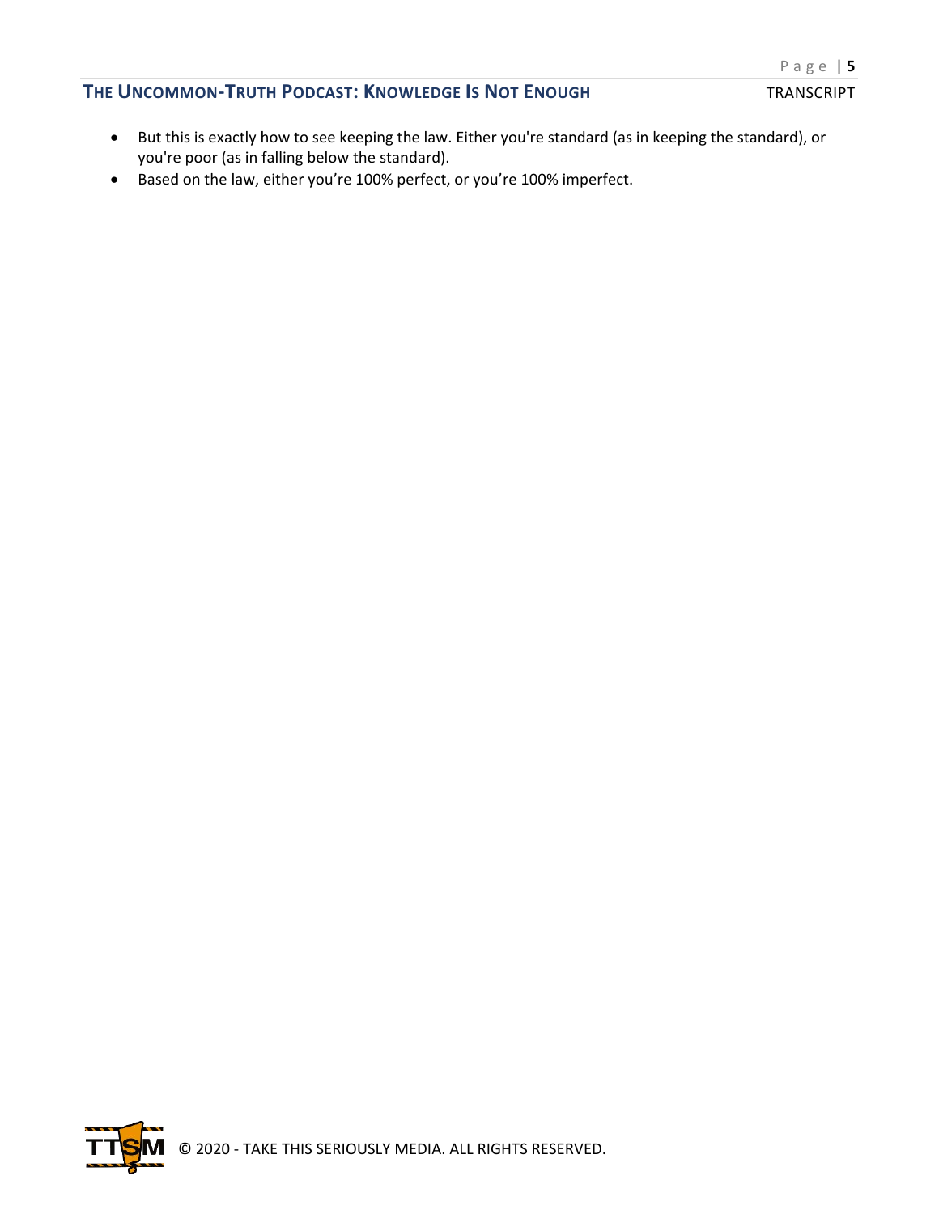- But this is exactly how to see keeping the law. Either you're standard (as in keeping the standard), or you're poor (as in falling below the standard).
- Based on the law, either you're 100% perfect, or you're 100% imperfect.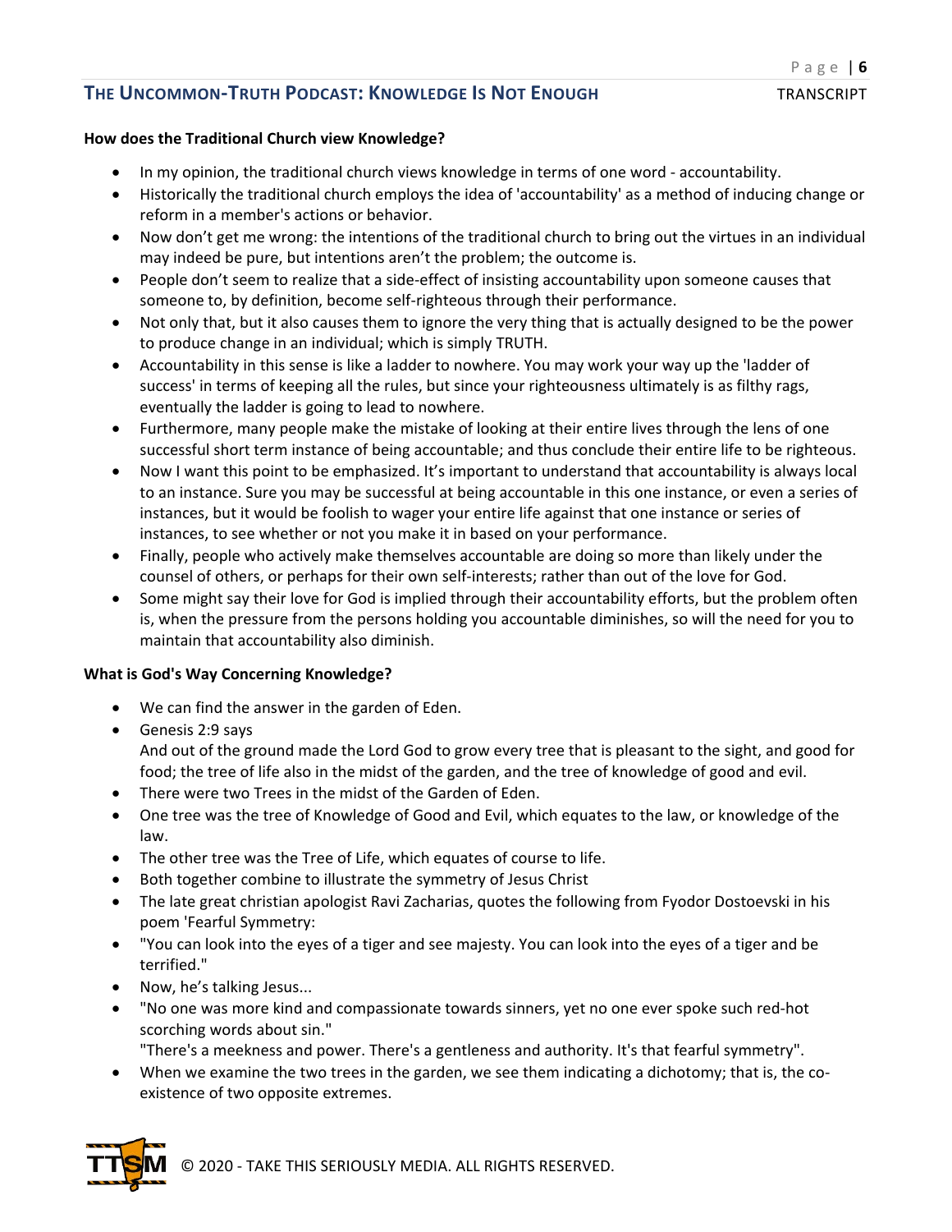**How does the Traditional Church view Knowledge?**

- In my opinion, the traditional church views knowledge in terms of one word - accountability.
- Historically the traditional church employs the idea of 'accountability' as a method of inducing change or reform in a member's actions or behavior.
- Now don't get me wrong: the intentions of the traditional church to bring out the virtues in an individual may indeed be pure, but intentions aren't the problem; the outcome is.
- People don't seem to realize that a side-effect of insisting accountability upon someone causes that someone to, by definition, become self-righteous through their performance.
- Not only that, but it also causes them to ignore the very thing that is actually designed to be the power to produce change in an individual; which is simply TRUTH.
- Accountability in this sense is like a ladder to nowhere. You may work your way up the 'ladder of success' in terms of keeping all the rules, but since your righteousness ultimately is as filthy rags, eventually the ladder is going to lead to nowhere.
- Furthermore, many people make the mistake of looking at their entire lives through the lens of one successful short term instance of being accountable; and thus conclude their entire life to be righteous.
- Now I want this point to be emphasized. It's important to understand that accountability is always local to an instance. Sure you may be successful at being accountable in this one instance, or even a series of instances, but it would be foolish to wager your entire life against that one instance or series of instances, to see whether or not you make it in based on your performance.
- Finally, people who actively make themselves accountable are doing so more than likely under the counsel of others, or perhaps for their own self-interests; rather than out of the love for God.
- Some might say their love for God is implied through their accountability efforts, but the problem often is, when the pressure from the persons holding you accountable diminishes, so will the need for you to maintain that accountability also diminish.

**What is God's Way Concerning Knowledge?**

- We can find the answer in the garden of Eden.
- Genesis 2:9 says
  And out of the ground made the Lord God to grow every tree that is pleasant to the sight, and good for food; the tree of life also in the midst of the garden, and the tree of knowledge of good and evil.
- There were two Trees in the midst of the Garden of Eden.
- One tree was the tree of Knowledge of Good and Evil, which equates to the law, or knowledge of the law.
- The other tree was the Tree of Life, which equates of course to life.
- Both together combine to illustrate the symmetry of Jesus Christ
- The late great christian apologist Ravi Zacharias, quotes the following from Fyodor Dostoevski in his poem 'Fearful Symmetry:
- "You can look into the eyes of a tiger and see majesty. You can look into the eyes of a tiger and be terrified."
- Now, he's talking Jesus...
- "No one was more kind and compassionate towards sinners, yet no one ever spoke such red-hot scorching words about sin."
  "There's a meekness and power. There's a gentleness and authority. It's that fearful symmetry".
- When we examine the two trees in the garden, we see them indicating a dichotomy; that is, the co-existence of two opposite extremes.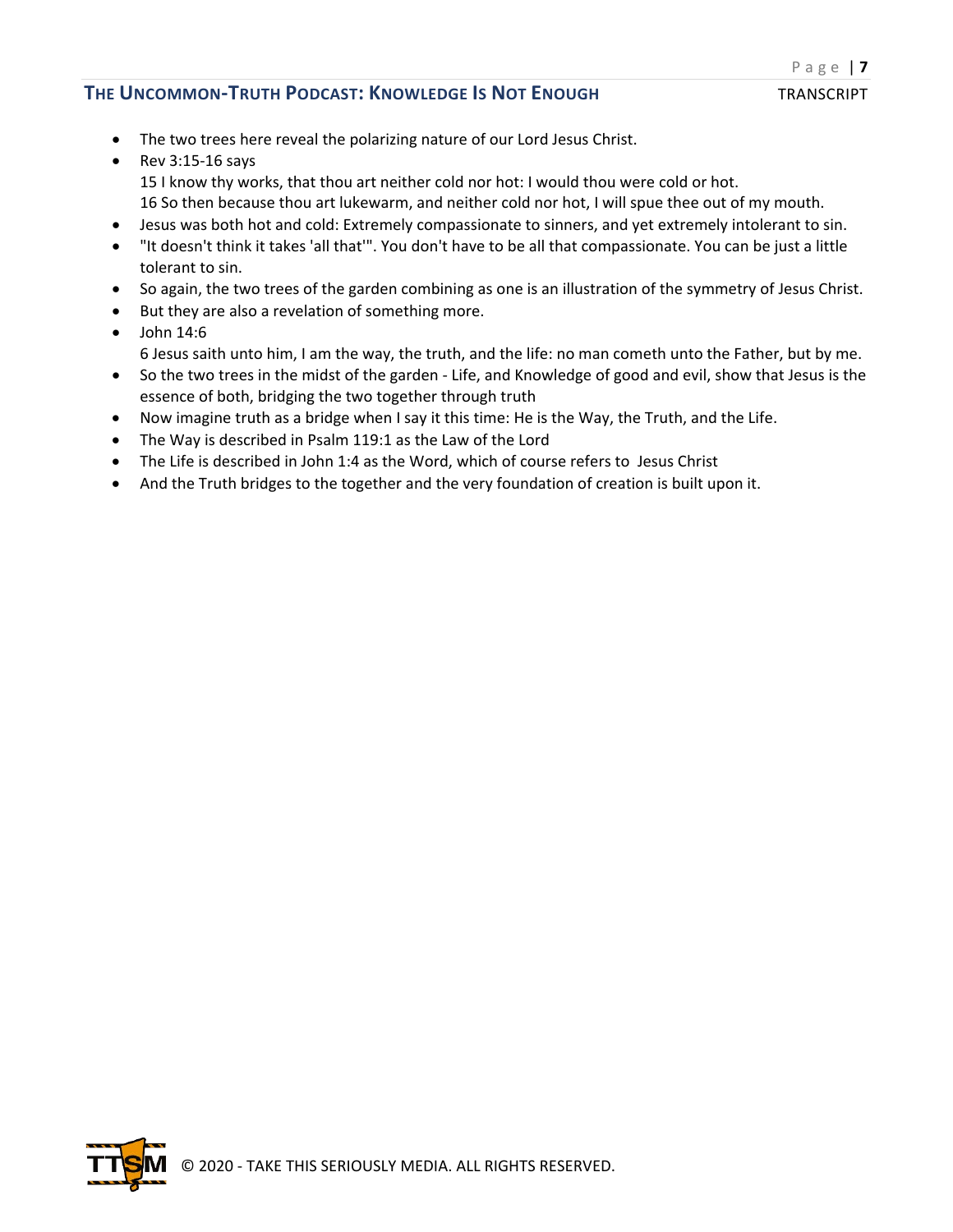- The two trees here reveal the polarizing nature of our Lord Jesus Christ.
- Rev 3:15-16 says
  15 I know thy works, that thou art neither cold nor hot: I would thou were cold or hot.
  16 So then because thou art lukewarm, and neither cold nor hot, I will spue thee out of my mouth.
- Jesus was both hot and cold: Extremely compassionate to sinners, and yet extremely intolerant to sin.
- "It doesn't think it takes 'all that'". You don't have to be all that compassionate. You can be just a little tolerant to sin.
- So again, the two trees of the garden combining as one is an illustration of the symmetry of Jesus Christ.
- But they are also a revelation of something more.
- John 14:6
  6 Jesus saith unto him, I am the way, the truth, and the life: no man cometh unto the Father, but by me.
- So the two trees in the midst of the garden - Life, and Knowledge of good and evil, show that Jesus is the essence of both, bridging the two together through truth
- Now imagine truth as a bridge when I say it this time: He is the Way, the Truth, and the Life.
- The Way is described in Psalm 119:1 as the Law of the Lord
- The Life is described in John 1:4 as the Word, which of course refers to Jesus Christ
- And the Truth bridges to the together and the very foundation of creation is built upon it.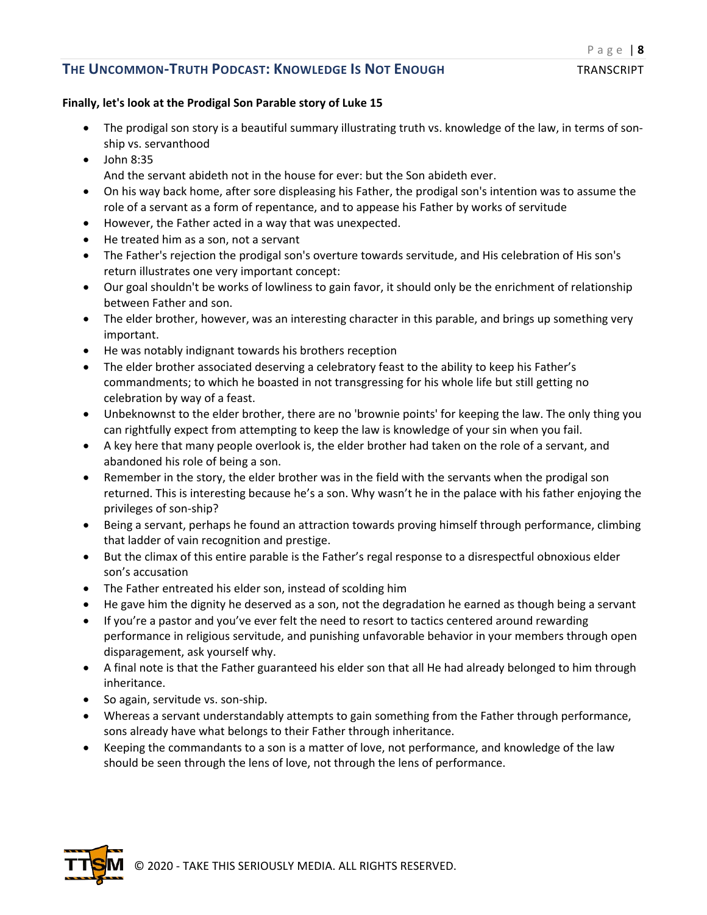**Finally, let's look at the Prodigal Son Parable story of Luke 15**

- The prodigal son story is a beautiful summary illustrating truth vs. knowledge of the law, in terms of son-ship vs. servanthood
- John 8:35
  And the servant abideth not in the house for ever: but the Son abideth ever.
- On his way back home, after sore displeasing his Father, the prodigal son's intention was to assume the role of a servant as a form of repentance, and to appease his Father by works of servitude
- However, the Father acted in a way that was unexpected.
- He treated him as a son, not a servant
- The Father's rejection the prodigal son's overture towards servitude, and His celebration of His son's return illustrates one very important concept:
- Our goal shouldn't be works of lowliness to gain favor, it should only be the enrichment of relationship between Father and son.
- The elder brother, however, was an interesting character in this parable, and brings up something very important.
- He was notably indignant towards his brothers reception
- The elder brother associated deserving a celebratory feast to the ability to keep his Father's commandments; to which he boasted in not transgressing for his whole life but still getting no celebration by way of a feast.
- Unbeknownst to the elder brother, there are no 'brownie points' for keeping the law. The only thing you can rightfully expect from attempting to keep the law is knowledge of your sin when you fail.
- A key here that many people overlook is, the elder brother had taken on the role of a servant, and abandoned his role of being a son.
- Remember in the story, the elder brother was in the field with the servants when the prodigal son returned. This is interesting because he's a son. Why wasn't he in the palace with his father enjoying the privileges of son-ship?
- Being a servant, perhaps he found an attraction towards proving himself through performance, climbing that ladder of vain recognition and prestige.
- But the climax of this entire parable is the Father's regal response to a disrespectful obnoxious elder son's accusation
- The Father entreated his elder son, instead of scolding him
- He gave him the dignity he deserved as a son, not the degradation he earned as though being a servant
- If you're a pastor and you've ever felt the need to resort to tactics centered around rewarding performance in religious servitude, and punishing unfavorable behavior in your members through open disparagement, ask yourself why.
- A final note is that the Father guaranteed his elder son that all He had already belonged to him through inheritance.
- So again, servitude vs. son-ship.
- Whereas a servant understandably attempts to gain something from the Father through performance, sons already have what belongs to their Father through inheritance.
- Keeping the commandants to a son is a matter of love, not performance, and knowledge of the law should be seen through the lens of love, not through the lens of performance.

© 2020 - TAKE THIS SERIOUSLY MEDIA. ALL RIGHTS RESERVED.